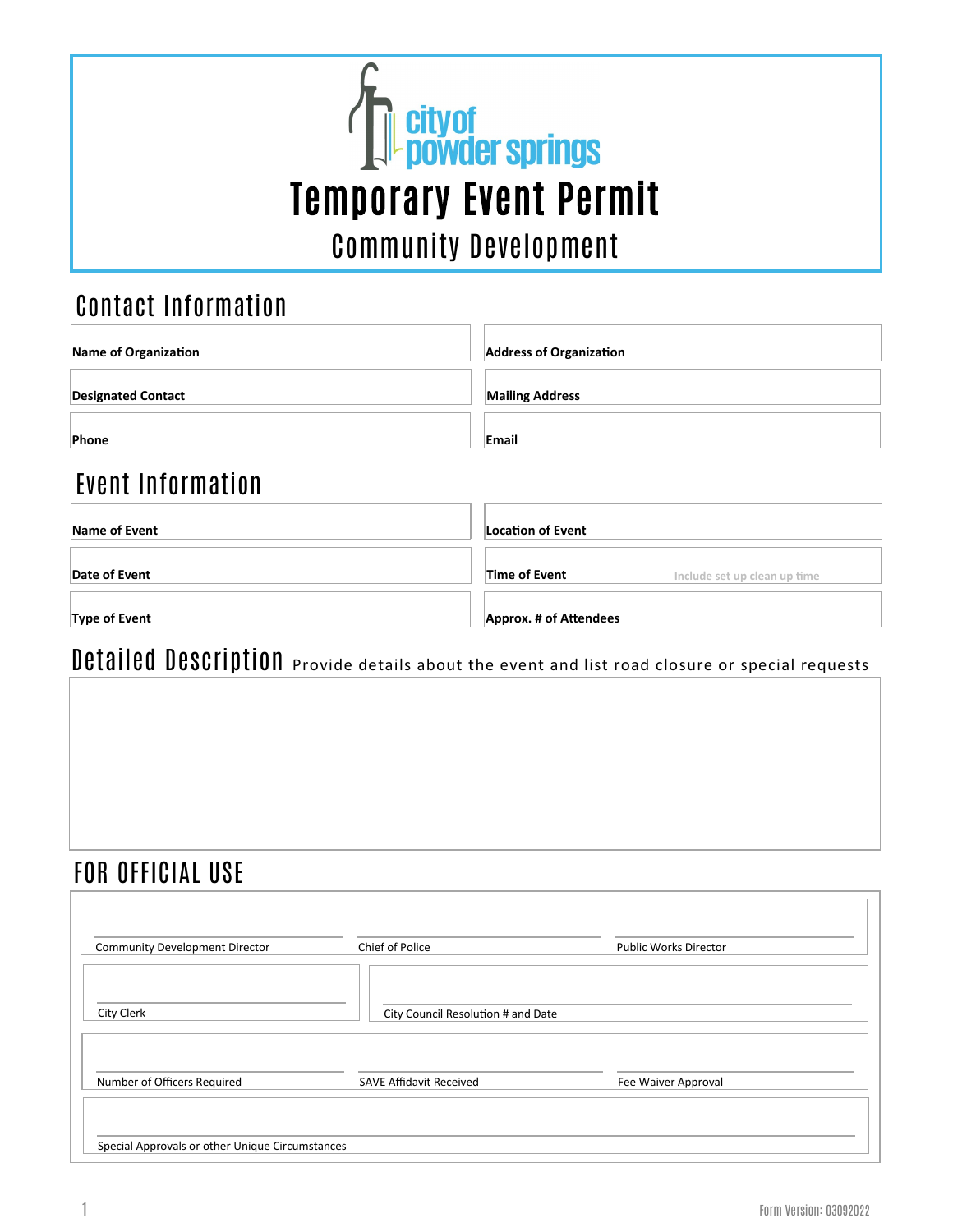city of powder springs

# Temporary Event Permit

## Community Development

## Contact Information

| Name of Organization | Address of Organization |
|---|---|
| Designated Contact | Mailing Address |
| Phone | Email |

## Event Information

| Name of Event | Location of Event |
|---|---|
| Date of Event | Time of Event Include set up clean up time |
| Type of Event | Approx. # of Attendees |

## Detailed Description

Provide details about the event and list road closure or special requests

## FOR OFFICIAL USE

| Community Development Director | Chief of Police | Public Works Director |
|---|---|---|
| City Clerk | City Council Resolution # and Date | |
| Number of Officers Required | SAVE Affidavit Received | Fee Waiver Approval |
| Special Approvals or other Unique Circumstances | | |

Form Version: 03092022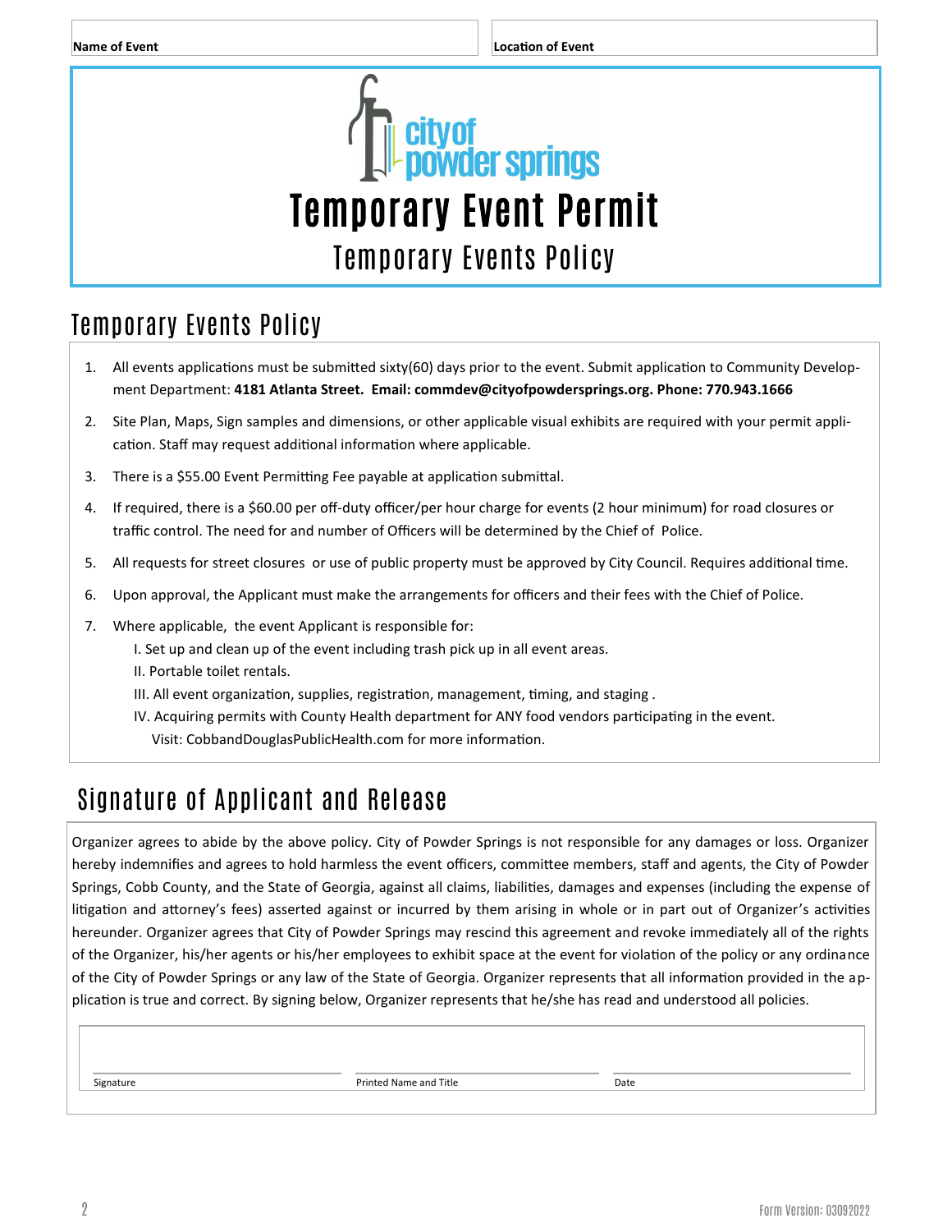| Name of Event | Location of Event |
| --- | --- |

# Temporary Event Permit

## Temporary Events Policy

## Temporary Events Policy

1. All events applications must be submitted sixty(60) days prior to the event. Submit application to Community Development Department: **4181 Atlanta Street. Email: commdev@cityofpowdersprings.org. Phone: 770.943.1666**
2. Site Plan, Maps, Sign samples and dimensions, or other applicable visual exhibits are required with your permit application. Staff may request additional information where applicable.
3. There is a $55.00 Event Permitting Fee payable at application submittal.
4. If required, there is a $60.00 per off-duty officer/per hour charge for events (2 hour minimum) for road closures or traffic control. The need for and number of Officers will be determined by the Chief of Police.
5. All requests for street closures or use of public property must be approved by City Council. Requires additional time.
6. Upon approval, the Applicant must make the arrangements for officers and their fees with the Chief of Police.
7. Where applicable, the event Applicant is responsible for:
   I. Set up and clean up of the event including trash pick up in all event areas.
   II. Portable toilet rentals.
   III. All event organization, supplies, registration, management, timing, and staging .
   IV. Acquiring permits with County Health department for ANY food vendors participating in the event. Visit: CobbandDouglasPublicHealth.com for more information.

## Signature of Applicant and Release

Organizer agrees to abide by the above policy. City of Powder Springs is not responsible for any damages or loss. Organizer hereby indemnifies and agrees to hold harmless the event officers, committee members, staff and agents, the City of Powder Springs, Cobb County, and the State of Georgia, against all claims, liabilities, damages and expenses (including the expense of litigation and attorney's fees) asserted against or incurred by them arising in whole or in part out of Organizer's activities hereunder. Organizer agrees that City of Powder Springs may rescind this agreement and revoke immediately all of the rights of the Organizer, his/her agents or his/her employees to exhibit space at the event for violation of the policy or any ordinance of the City of Powder Springs or any law of the State of Georgia. Organizer represents that all information provided in the application is true and correct. By signing below, Organizer represents that he/she has read and understood all policies.

| Signature | Printed Name and Title | Date |
| --- | --- | --- |
| | | |

Form Version: 03092022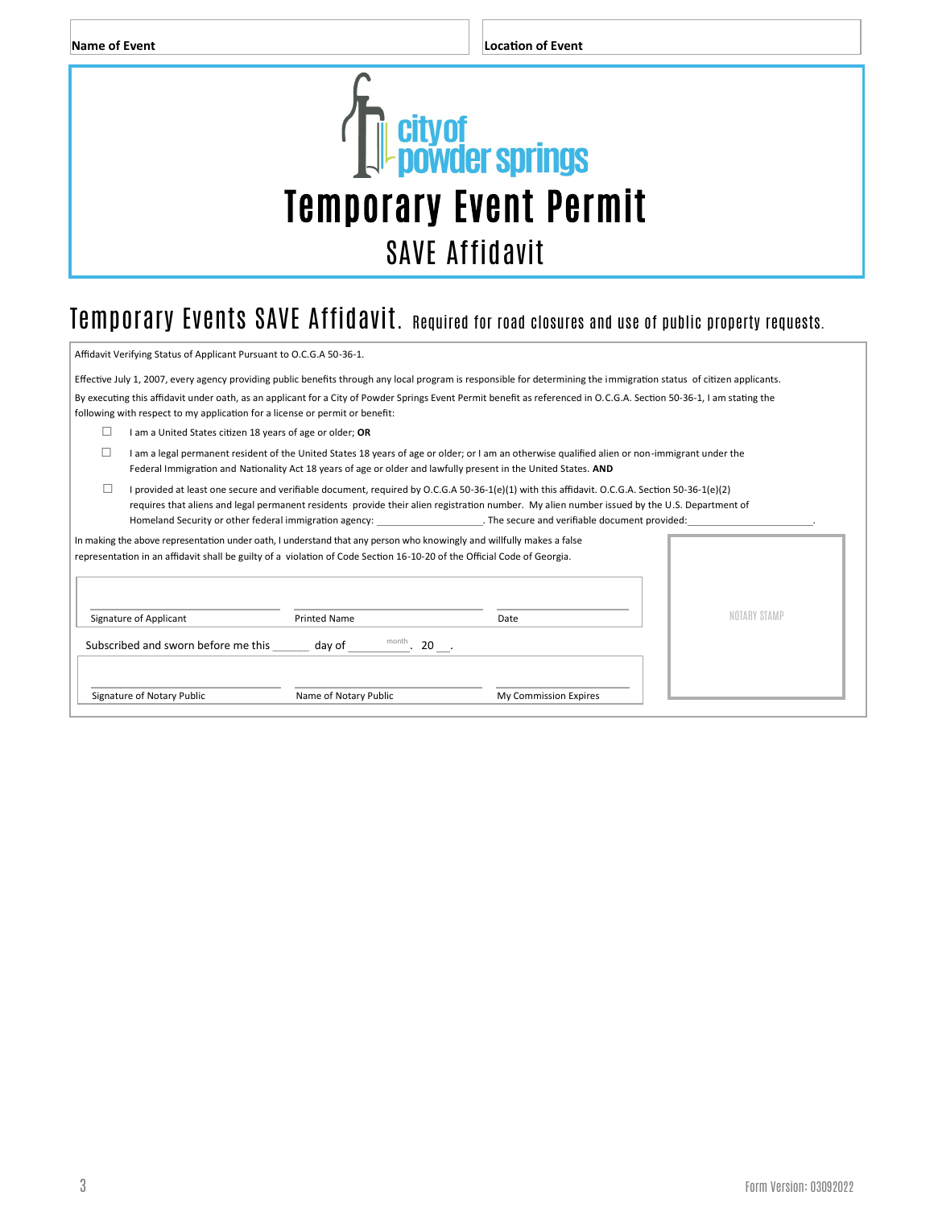| Name of Event | Location of Event |
| --- | --- |
| | |

city of powder springs

# Temporary Event Permit

## SAVE Affidavit

## Temporary Events SAVE Affidavit. Required for road closures and use of public property requests.

Affidavit Verifying Status of Applicant Pursuant to O.C.G.A 50-36-1.

Effective July 1, 2007, every agency providing public benefits through any local program is responsible for determining the immigration status of citizen applicants.

By executing this affidavit under oath, as an applicant for a City of Powder Springs Event Permit benefit as referenced in O.C.G.A. Section 50-36-1, I am stating the following with respect to my application for a license or permit or benefit:

- ☐ I am a United States citizen 18 years of age or older; **OR**
- ☐ I am a legal permanent resident of the United States 18 years of age or older; or I am an otherwise qualified alien or non-immigrant under the Federal Immigration and Nationality Act 18 years of age or older and lawfully present in the United States. **AND**
- ☐ I provided at least one secure and verifiable document, required by O.C.G.A 50-36-1(e)(1) with this affidavit. O.C.G.A. Section 50-36-1(e)(2) requires that aliens and legal permanent residents provide their alien registration number. My alien number issued by the U.S. Department of Homeland Security or other federal immigration agency: ____________________. The secure and verifiable document provided: ______________________.

In making the above representation under oath, I understand that any person who knowingly and willfully makes a false representation in an affidavit shall be guilty of a violation of Code Section 16-10-20 of the Official Code of Georgia.

| | | |
| --- | --- | --- |
| Signature of Applicant | Printed Name | Date |

Subscribed and sworn before me this ______ day of __________ (month). 20 __.

| | | |
| --- | --- | --- |
| Signature of Notary Public | Name of Notary Public | My Commission Expires |

NOTARY STAMP

Form Version: 03092022